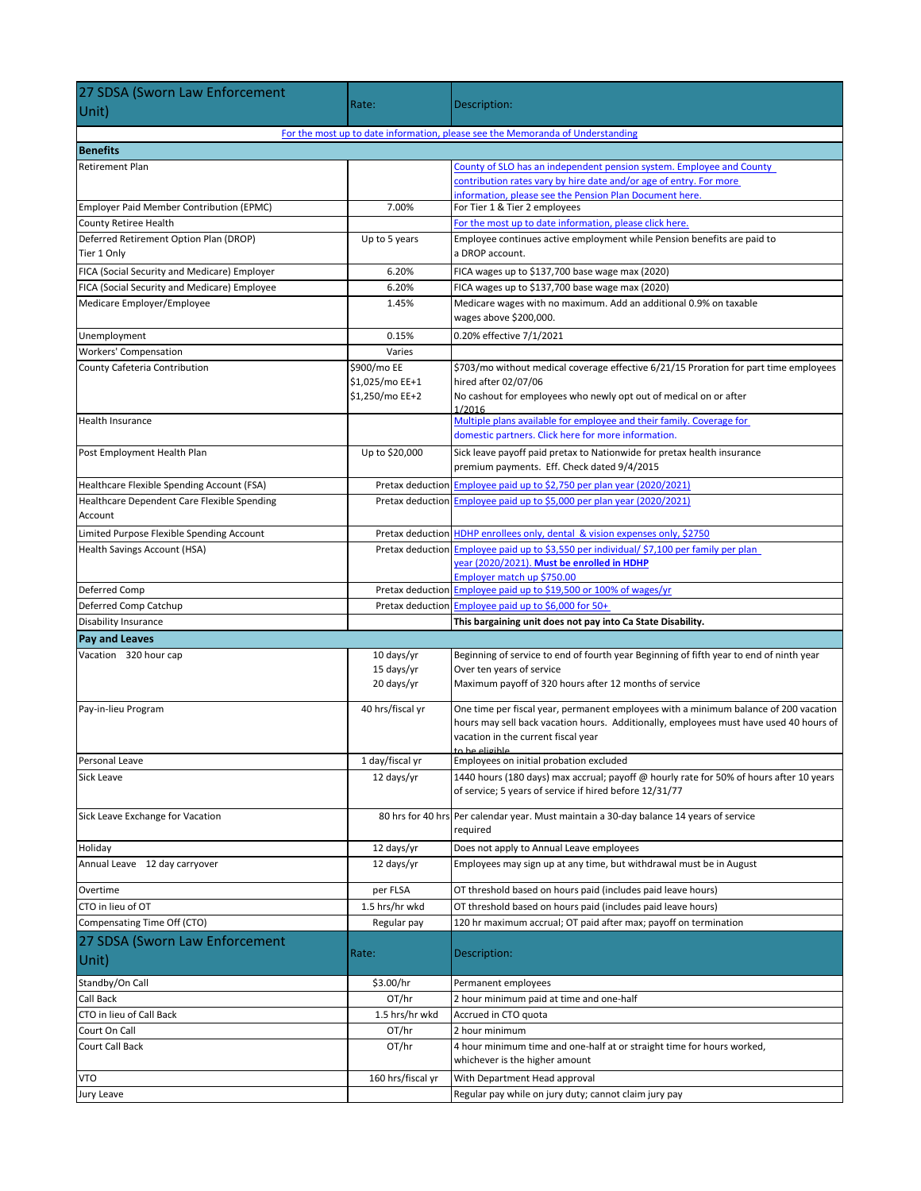| 27 SDSA (Sworn Law Enforcement Unit) | Rate: | Description: |
|---|---|---|
| For the most up to date information, please see the Memoranda of Understanding | | |
| **Benefits** | | |
| Retirement Plan | | County of SLO has an independent pension system. Employee and County contribution rates vary by hire date and/or age of entry. For more information, please see the Pension Plan Document here. |
| Employer Paid Member Contribution (EPMC) | 7.00% | For Tier 1 & Tier 2 employees |
| County Retiree Health | | For the most up to date information, please click here. |
| Deferred Retirement Option Plan (DROP) Tier 1 Only | Up to 5 years | Employee continues active employment while Pension benefits are paid to a DROP account. |
| FICA (Social Security and Medicare) Employer | 6.20% | FICA wages up to $137,700 base wage max (2020) |
| FICA (Social Security and Medicare) Employee | 6.20% | FICA wages up to $137,700 base wage max (2020) |
| Medicare Employer/Employee | 1.45% | Medicare wages with no maximum. Add an additional 0.9% on taxable wages above $200,000. |
| Unemployment | 0.15% | 0.20% effective 7/1/2021 |
| Workers' Compensation | Varies | |
| County Cafeteria Contribution | $900/mo EE<br>$1,025/mo EE+1<br>$1,250/mo EE+2 | $703/mo without medical coverage effective 6/21/15 Proration for part time employees hired after 02/07/06<br>No cashout for employees who newly opt out of medical on or after 1/2016 |
| Health Insurance | | Multiple plans available for employee and their family. Coverage for domestic partners. Click here for more information. |
| Post Employment Health Plan | Up to $20,000 | Sick leave payoff paid pretax to Nationwide for pretax health insurance premium payments. Eff. Check dated 9/4/2015 |
| Healthcare Flexible Spending Account (FSA) | Pretax deduction | Employee paid up to $2,750 per plan year (2020/2021) |
| Healthcare Dependent Care Flexible Spending Account | Pretax deduction | Employee paid up to $5,000 per plan year (2020/2021) |
| Limited Purpose Flexible Spending Account | Pretax deduction | HDHP enrollees only, dental & vision expenses only, $2750 |
| Health Savings Account (HSA) | Pretax deduction | Employee paid up to $3,550 per individual/ $7,100 per family per plan year (2020/2021). **Must be enrolled in HDHP**<br>Employer match up $750.00 |
| Deferred Comp | Pretax deduction | Employee paid up to $19,500 or 100% of wages/yr |
| Deferred Comp Catchup | Pretax deduction | Employee paid up to $6,000 for 50+ |
| Disability Insurance | | **This bargaining unit does not pay into Ca State Disability.** |
| **Pay and Leaves** | | |
| Vacation 320 hour cap | 10 days/yr<br>15 days/yr<br>20 days/yr | Beginning of service to end of fourth year Beginning of fifth year to end of ninth year<br>Over ten years of service<br>Maximum payoff of 320 hours after 12 months of service |
| Pay-in-lieu Program | 40 hrs/fiscal yr | One time per fiscal year, permanent employees with a minimum balance of 200 vacation hours may sell back vacation hours. Additionally, employees must have used 40 hours of vacation in the current fiscal year to be eligible |
| Personal Leave | 1 day/fiscal yr | Employees on initial probation excluded |
| Sick Leave | 12 days/yr | 1440 hours (180 days) max accrual; payoff @ hourly rate for 50% of hours after 10 years of service; 5 years of service if hired before 12/31/77 |
| Sick Leave Exchange for Vacation | 80 hrs for 40 hrs | Per calendar year. Must maintain a 30-day balance 14 years of service required |
| Holiday | 12 days/yr | Does not apply to Annual Leave employees |
| Annual Leave 12 day carryover | 12 days/yr | Employees may sign up at any time, but withdrawal must be in August |
| Overtime | per FLSA | OT threshold based on hours paid (includes paid leave hours) |
| CTO in lieu of OT | 1.5 hrs/hr wkd | OT threshold based on hours paid (includes paid leave hours) |
| Compensating Time Off (CTO) | Regular pay | 120 hr maximum accrual; OT paid after max; payoff on termination |
| **27 SDSA (Sworn Law Enforcement Unit)** | **Rate:** | **Description:** |
| Standby/On Call | $3.00/hr | Permanent employees |
| Call Back | OT/hr | 2 hour minimum paid at time and one-half |
| CTO in lieu of Call Back | 1.5 hrs/hr wkd | Accrued in CTO quota |
| Court On Call | OT/hr | 2 hour minimum |
| Court Call Back | OT/hr | 4 hour minimum time and one-half at or straight time for hours worked, whichever is the higher amount |
| VTO | 160 hrs/fiscal yr | With Department Head approval |
| Jury Leave | | Regular pay while on jury duty; cannot claim jury pay |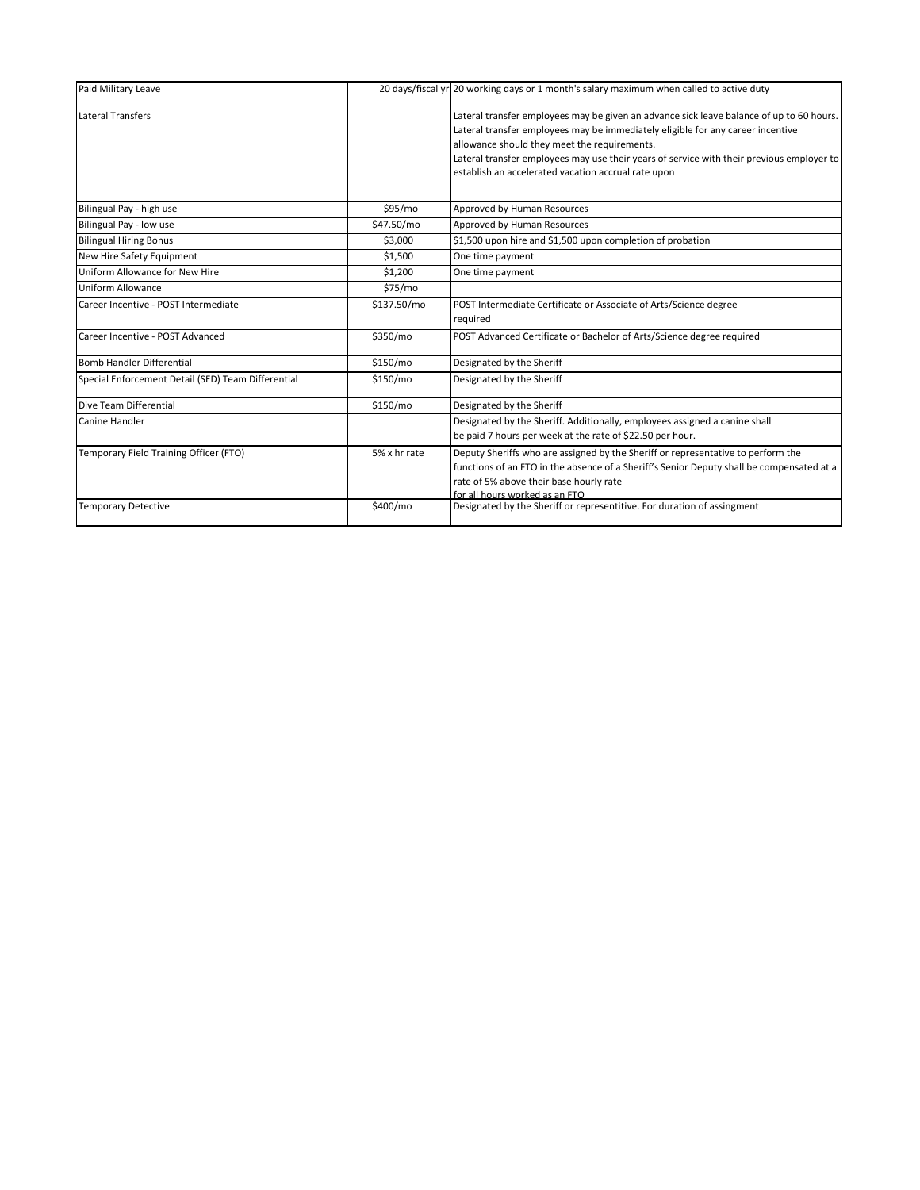| | | |
|---|---|---|
| Paid Military Leave | 20 days/fiscal yr | 20 working days or 1 month's salary maximum when called to active duty |
| Lateral Transfers | | Lateral transfer employees may be given an advance sick leave balance of up to 60 hours. Lateral transfer employees may be immediately eligible for any career incentive allowance should they meet the requirements. Lateral transfer employees may use their years of service with their previous employer to establish an accelerated vacation accrual rate upon |
| Bilingual Pay - high use | $95/mo | Approved by Human Resources |
| Bilingual Pay - low use | $47.50/mo | Approved by Human Resources |
| Bilingual Hiring Bonus | $3,000 | $1,500 upon hire and $1,500 upon completion of probation |
| New Hire Safety Equipment | $1,500 | One time payment |
| Uniform Allowance for New Hire | $1,200 | One time payment |
| Uniform Allowance | $75/mo | |
| Career Incentive - POST Intermediate | $137.50/mo | POST Intermediate Certificate or Associate of Arts/Science degree required |
| Career Incentive - POST Advanced | $350/mo | POST Advanced Certificate or Bachelor of Arts/Science degree required |
| Bomb Handler Differential | $150/mo | Designated by the Sheriff |
| Special Enforcement Detail (SED) Team Differential | $150/mo | Designated by the Sheriff |
| Dive Team Differential | $150/mo | Designated by the Sheriff |
| Canine Handler | | Designated by the Sheriff. Additionally, employees assigned a canine shall be paid 7 hours per week at the rate of $22.50 per hour. |
| Temporary Field Training Officer (FTO) | 5% x hr rate | Deputy Sheriffs who are assigned by the Sheriff or representative to perform the functions of an FTO in the absence of a Sheriff's Senior Deputy shall be compensated at a rate of 5% above their base hourly rate for all hours worked as an FTO |
| Temporary Detective | $400/mo | Designated by the Sheriff or representitive. For duration of assingment |